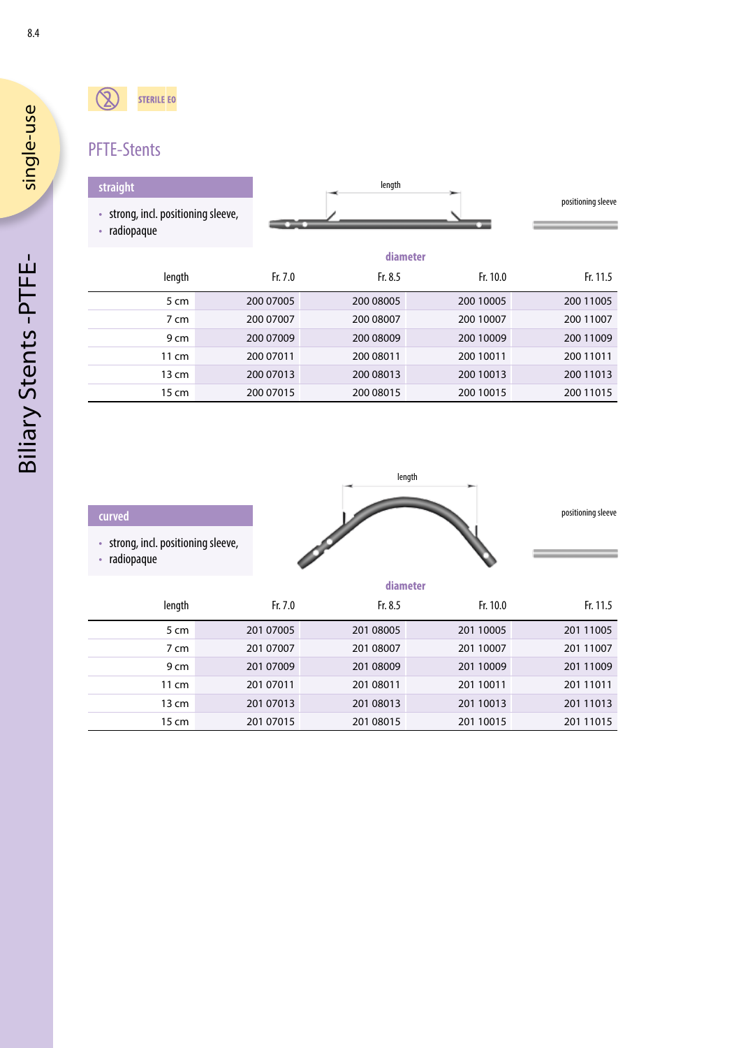single-use

Biliary Stents -PTFE-

STERILE EO

# PFTE-Stents

## straight

- strong, incl. positioning sleeve,
- radiopaque

length

positioning sleeve

| length | diameter | | | |
|---|---|---|---|---|
| | Fr. 7.0 | Fr. 8.5 | Fr. 10.0 | Fr. 11.5 |
| 5 cm | 200 07005 | 200 08005 | 200 10005 | 200 11005 |
| 7 cm | 200 07007 | 200 08007 | 200 10007 | 200 11007 |
| 9 cm | 200 07009 | 200 08009 | 200 10009 | 200 11009 |
| 11 cm | 200 07011 | 200 08011 | 200 10011 | 200 11011 |
| 13 cm | 200 07013 | 200 08013 | 200 10013 | 200 11013 |
| 15 cm | 200 07015 | 200 08015 | 200 10015 | 200 11015 |

## curved

- strong, incl. positioning sleeve,
- radiopaque

length

positioning sleeve

| length | diameter | | | |
|---|---|---|---|---|
| | Fr. 7.0 | Fr. 8.5 | Fr. 10.0 | Fr. 11.5 |
| 5 cm | 201 07005 | 201 08005 | 201 10005 | 201 11005 |
| 7 cm | 201 07007 | 201 08007 | 201 10007 | 201 11007 |
| 9 cm | 201 07009 | 201 08009 | 201 10009 | 201 11009 |
| 11 cm | 201 07011 | 201 08011 | 201 10011 | 201 11011 |
| 13 cm | 201 07013 | 201 08013 | 201 10013 | 201 11013 |
| 15 cm | 201 07015 | 201 08015 | 201 10015 | 201 11015 |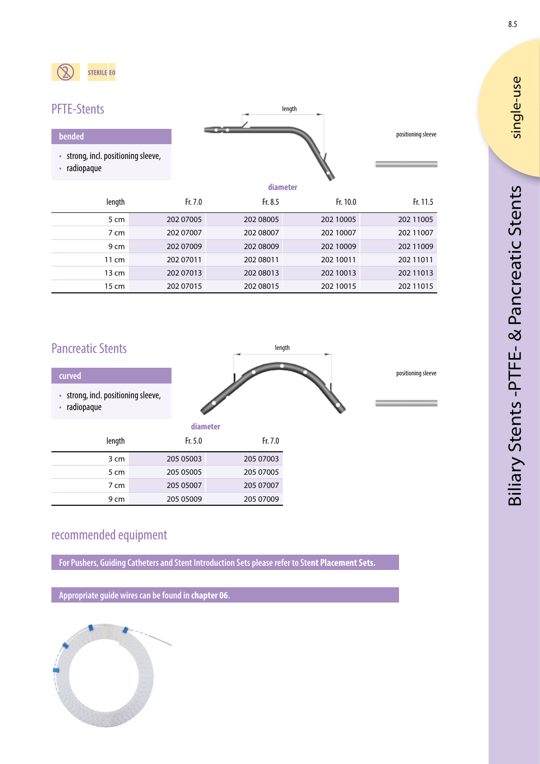STERILE EO

## PFTE-Stents

**bended**

- strong, incl. positioning sleeve,
- radiopaque

length

positioning sleeve

| length | Fr. 7.0 | Fr. 8.5 | Fr. 10.0 | Fr. 11.5 |
|---|---|---|---|---|
| | diameter | | | |
| 5 cm | 202 07005 | 202 08005 | 202 10005 | 202 11005 |
| 7 cm | 202 07007 | 202 08007 | 202 10007 | 202 11007 |
| 9 cm | 202 07009 | 202 08009 | 202 10009 | 202 11009 |
| 11 cm | 202 07011 | 202 08011 | 202 10011 | 202 11011 |
| 13 cm | 202 07013 | 202 08013 | 202 10013 | 202 11013 |
| 15 cm | 202 07015 | 202 08015 | 202 10015 | 202 11015 |

## Pancreatic Stents

**curved**

- strong, incl. positioning sleeve,
- radiopaque

length

positioning sleeve

| length | Fr. 5.0 | Fr. 7.0 |
|---|---|---|
| | diameter | |
| 3 cm | 205 05003 | 205 07003 |
| 5 cm | 205 05005 | 205 07005 |
| 7 cm | 205 05007 | 205 07007 |
| 9 cm | 205 05009 | 205 07009 |

## recommended equipment

For Pushers, Guiding Catheters and Stent Introduction Sets please refer to **Stent Placement Sets.**

Appropriate guide wires can be found in **chapter 06.**

single-use

Biliary Stents -PTFE- & Pancreatic Stents